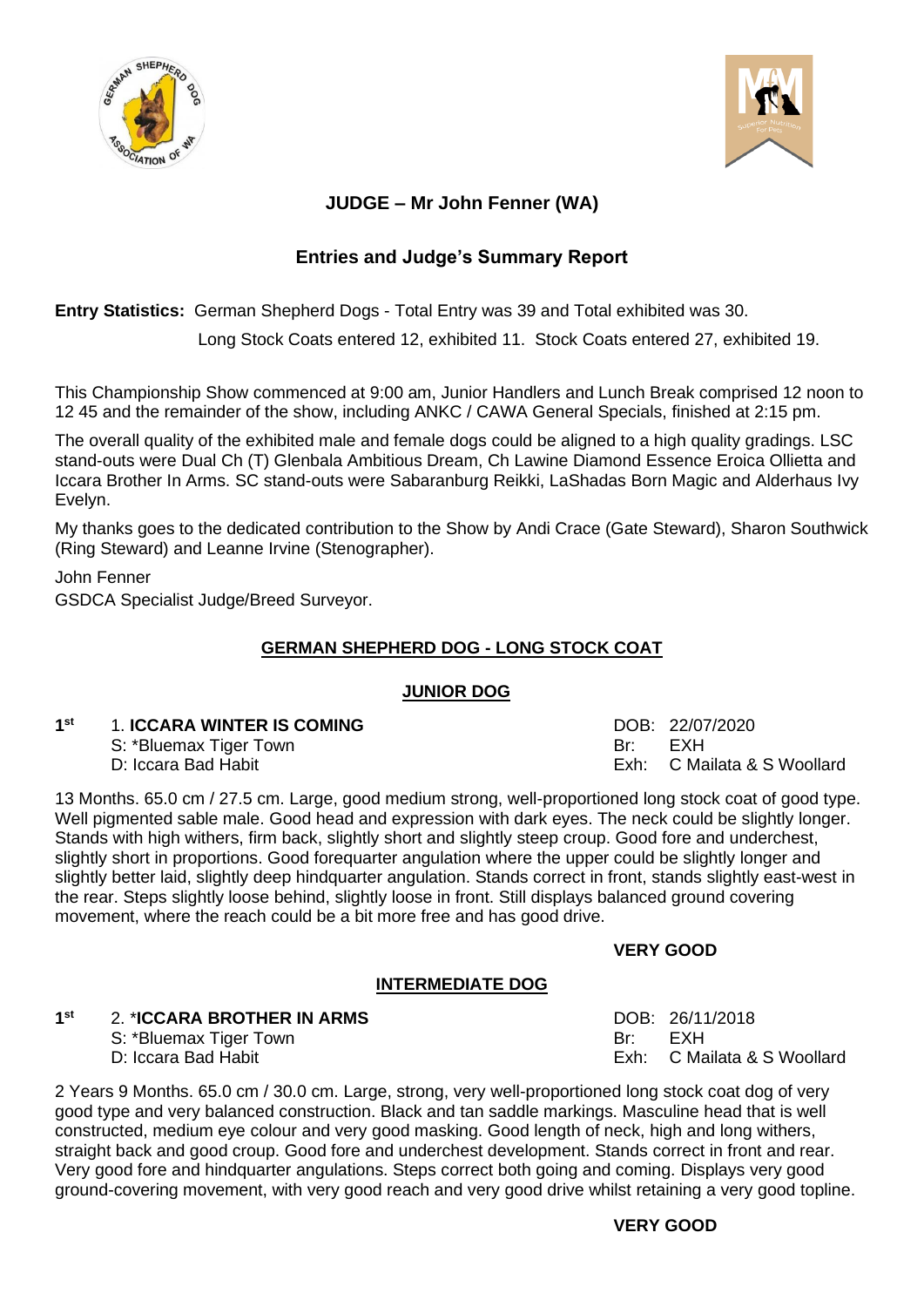**JUDGE – Mr John Fenner (WA)**

**Entries and Judge's Summary Report**

**Entry Statistics:** German Shepherd Dogs - Total Entry was 39 and Total exhibited was 30.
Long Stock Coats entered 12, exhibited 11. Stock Coats entered 27, exhibited 19.

This Championship Show commenced at 9:00 am, Junior Handlers and Lunch Break comprised 12 noon to 12 45 and the remainder of the show, including ANKC / CAWA General Specials, finished at 2:15 pm.

The overall quality of the exhibited male and female dogs could be aligned to a high quality gradings. LSC stand-outs were Dual Ch (T) Glenbala Ambitious Dream, Ch Lawine Diamond Essence Eroica Ollietta and Iccara Brother In Arms. SC stand-outs were Sabaranburg Reikki, LaShadas Born Magic and Alderhaus Ivy Evelyn.

My thanks goes to the dedicated contribution to the Show by Andi Crace (Gate Steward), Sharon Southwick (Ring Steward) and Leanne Irvine (Stenographer).

John Fenner
GSDCA Specialist Judge/Breed Surveyor.

## GERMAN SHEPHERD DOG - LONG STOCK COAT

### JUNIOR DOG

**1st** 1. **ICCARA WINTER IS COMING** — DOB: 22/07/2020
S: *Bluemax Tiger Town — Br: EXH
D: Iccara Bad Habit — Exh: C Mailata & S Woollard

13 Months. 65.0 cm / 27.5 cm. Large, good medium strong, well-proportioned long stock coat of good type. Well pigmented sable male. Good head and expression with dark eyes. The neck could be slightly longer. Stands with high withers, firm back, slightly short and slightly steep croup. Good fore and underchest, slightly short in proportions. Good forequarter angulation where the upper could be slightly longer and slightly better laid, slightly deep hindquarter angulation. Stands correct in front, stands slightly east-west in the rear. Steps slightly loose behind, slightly loose in front. Still displays balanced ground covering movement, where the reach could be a bit more free and has good drive.

**VERY GOOD**

### INTERMEDIATE DOG

**1st** 2. ***ICCARA BROTHER IN ARMS** — DOB: 26/11/2018
S: *Bluemax Tiger Town — Br: EXH
D: Iccara Bad Habit — Exh: C Mailata & S Woollard

2 Years 9 Months. 65.0 cm / 30.0 cm. Large, strong, very well-proportioned long stock coat dog of very good type and very balanced construction. Black and tan saddle markings. Masculine head that is well constructed, medium eye colour and very good masking. Good length of neck, high and long withers, straight back and good croup. Good fore and underchest development. Stands correct in front and rear. Very good fore and hindquarter angulations. Steps correct both going and coming. Displays very good ground-covering movement, with very good reach and very good drive whilst retaining a very good topline.

**VERY GOOD**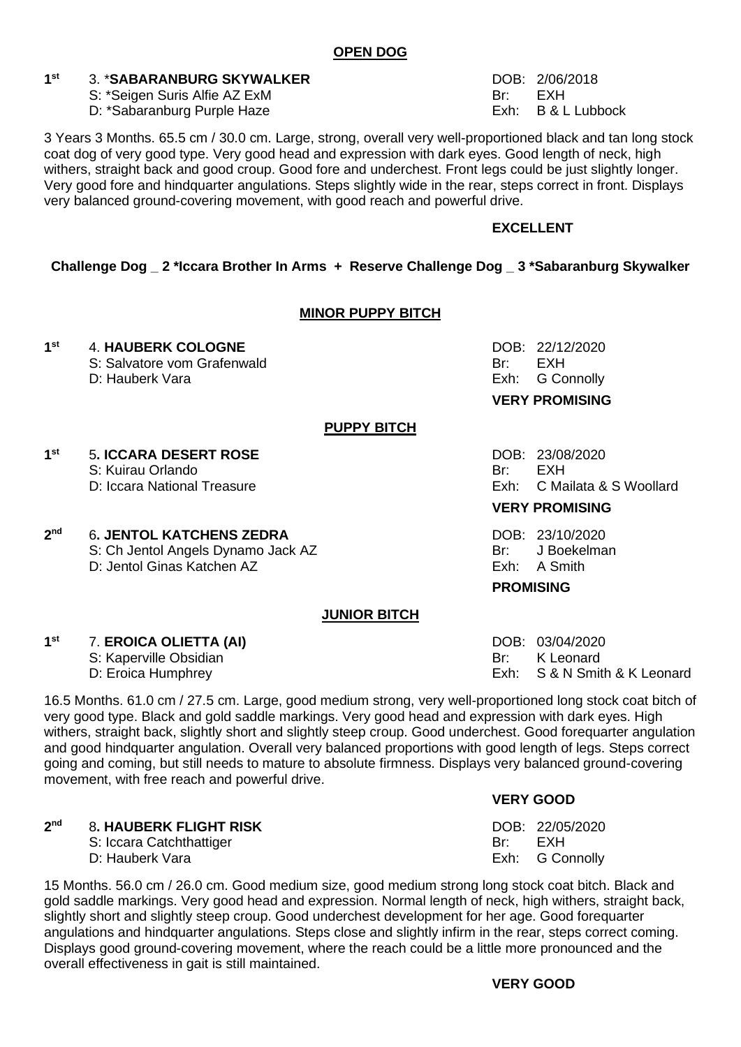## OPEN DOG

**1st** 3. ***SABARANBURG SKYWALKER** DOB: 2/06/2018
S: *Seigen Suris Alfie AZ ExM Br: EXH
D: *Sabaranburg Purple Haze Exh: B & L Lubbock

3 Years 3 Months. 65.5 cm / 30.0 cm. Large, strong, overall very well-proportioned black and tan long stock coat dog of very good type. Very good head and expression with dark eyes. Good length of neck, high withers, straight back and good croup. Good fore and underchest. Front legs could be just slightly longer. Very good fore and hindquarter angulations. Steps slightly wide in the rear, steps correct in front. Displays very balanced ground-covering movement, with good reach and powerful drive.

**EXCELLENT**

**Challenge Dog _ 2 *Iccara Brother In Arms + Reserve Challenge Dog _ 3 *Sabaranburg Skywalker**

## MINOR PUPPY BITCH

**1st** 4. **HAUBERK COLOGNE** DOB: 22/12/2020
S: Salvatore vom Grafenwald Br: EXH
D: Hauberk Vara Exh: G Connolly

**VERY PROMISING**

## PUPPY BITCH

**1st** 5. **ICCARA DESERT ROSE** DOB: 23/08/2020
S: Kuirau Orlando Br: EXH
D: Iccara National Treasure Exh: C Mailata & S Woollard

**VERY PROMISING**

**2nd** 6. **JENTOL KATCHENS ZEDRA** DOB: 23/10/2020
S: Ch Jentol Angels Dynamo Jack AZ Br: J Boekelman
D: Jentol Ginas Katchen AZ Exh: A Smith

**PROMISING**

## JUNIOR BITCH

**1st** 7. **EROICA OLIETTA (AI)** DOB: 03/04/2020
S: Kaperville Obsidian Br: K Leonard
D: Eroica Humphrey Exh: S & N Smith & K Leonard

16.5 Months. 61.0 cm / 27.5 cm. Large, good medium strong, very well-proportioned long stock coat bitch of very good type. Black and gold saddle markings. Very good head and expression with dark eyes. High withers, straight back, slightly short and slightly steep croup. Good underchest. Good forequarter angulation and good hindquarter angulation. Overall very balanced proportions with good length of legs. Steps correct going and coming, but still needs to mature to absolute firmness. Displays very balanced ground-covering movement, with free reach and powerful drive.

**VERY GOOD**

**2nd** 8. **HAUBERK FLIGHT RISK** DOB: 22/05/2020
S: Iccara Catchthattiger Br: EXH
D: Hauberk Vara Exh: G Connolly

15 Months. 56.0 cm / 26.0 cm. Good medium size, good medium strong long stock coat bitch. Black and gold saddle markings. Very good head and expression. Normal length of neck, high withers, straight back, slightly short and slightly steep croup. Good underchest development for her age. Good forequarter angulations and hindquarter angulations. Steps close and slightly infirm in the rear, steps correct coming. Displays good ground-covering movement, where the reach could be a little more pronounced and the overall effectiveness in gait is still maintained.

**VERY GOOD**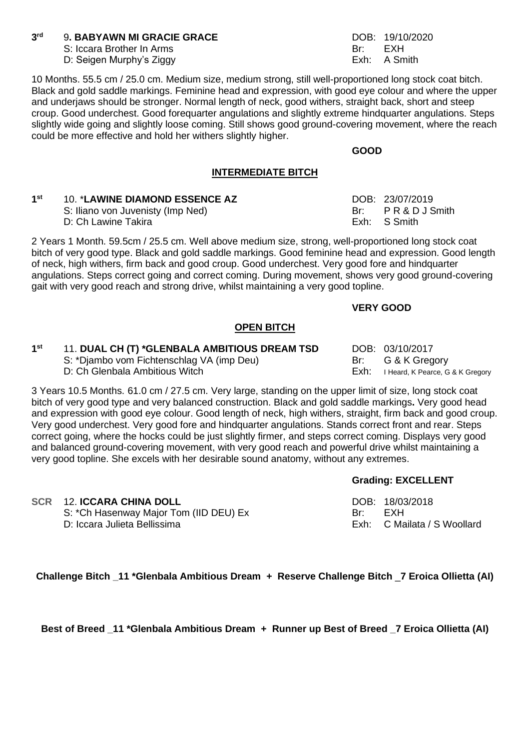**3rd** 9**. BABYAWN MI GRACIE GRACE** DOB: 19/10/2020
S: Iccara Brother In Arms Br: EXH
D: Seigen Murphy's Ziggy Exh: A Smith

10 Months. 55.5 cm / 25.0 cm. Medium size, medium strong, still well-proportioned long stock coat bitch. Black and gold saddle markings. Feminine head and expression, with good eye colour and where the upper and underjaws should be stronger. Normal length of neck, good withers, straight back, short and steep croup. Good underchest. Good forequarter angulations and slightly extreme hindquarter angulations. Steps slightly wide going and slightly loose coming. Still shows good ground-covering movement, where the reach could be more effective and hold her withers slightly higher.

**GOOD**

## INTERMEDIATE BITCH

**1st** 10. ***LAWINE DIAMOND ESSENCE AZ** DOB: 23/07/2019
S: Iliano von Juvenisty (Imp Ned) Br: P R & D J Smith
D: Ch Lawine Takira Exh: S Smith

2 Years 1 Month. 59.5cm / 25.5 cm. Well above medium size, strong, well-proportioned long stock coat bitch of very good type. Black and gold saddle markings. Good feminine head and expression. Good length of neck, high withers, firm back and good croup. Good underchest. Very good fore and hindquarter angulations. Steps correct going and correct coming. During movement, shows very good ground-covering gait with very good reach and strong drive, whilst maintaining a very good topline.

**VERY GOOD**

## OPEN BITCH

**1st** 11. **DUAL CH (T) *GLENBALA AMBITIOUS DREAM TSD** DOB: 03/10/2017
S: *Djambo vom Fichtenschlag VA (imp Deu) Br: G & K Gregory
D: Ch Glenbala Ambitious Witch Exh: I Heard, K Pearce, G & K Gregory

3 Years 10.5 Months. 61.0 cm / 27.5 cm. Very large, standing on the upper limit of size, long stock coat bitch of very good type and very balanced construction. Black and gold saddle markings**.** Very good head and expression with good eye colour. Good length of neck, high withers, straight, firm back and good croup. Very good underchest. Very good fore and hindquarter angulations. Stands correct front and rear. Steps correct going, where the hocks could be just slightly firmer, and steps correct coming. Displays very good and balanced ground-covering movement, with very good reach and powerful drive whilst maintaining a very good topline. She excels with her desirable sound anatomy, without any extremes.

**Grading: EXCELLENT**

**SCR** 12. **ICCARA CHINA DOLL** DOB: 18/03/2018
S: *Ch Hasenway Major Tom (IID DEU) Ex Br: EXH
D: Iccara Julieta Bellissima Exh: C Mailata / S Woollard

**Challenge Bitch _11 *Glenbala Ambitious Dream + Reserve Challenge Bitch _7 Eroica Ollietta (AI)**

**Best of Breed _11 *Glenbala Ambitious Dream + Runner up Best of Breed _7 Eroica Ollietta (AI)**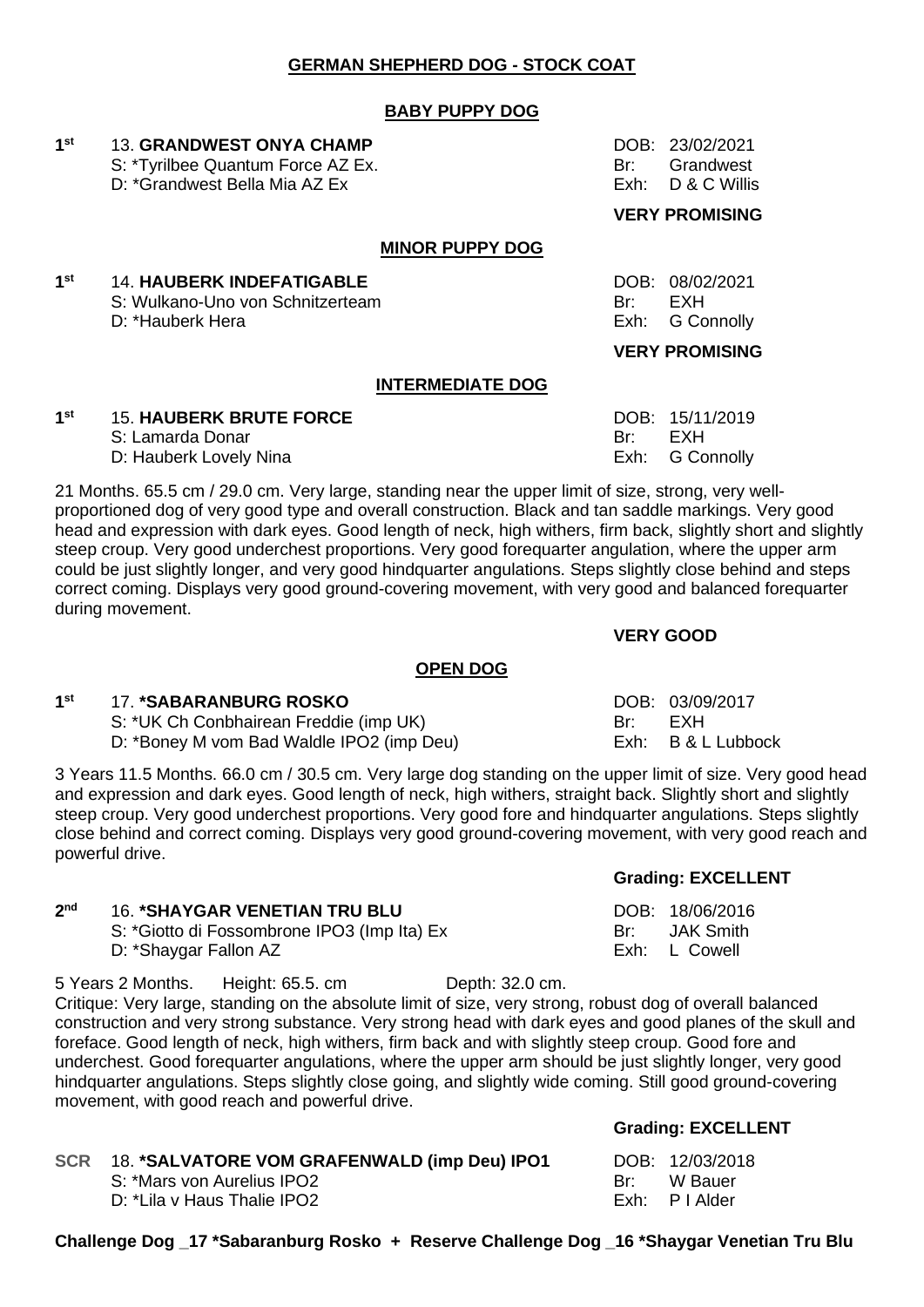## GERMAN SHEPHERD DOG - STOCK COAT

### BABY PUPPY DOG

**1st** 13. **GRANDWEST ONYA CHAMP** DOB: 23/02/2021
S: *Tyrilbee Quantum Force AZ Ex. Br: Grandwest
D: *Grandwest Bella Mia AZ Ex Exh: D & C Willis

**VERY PROMISING**

### MINOR PUPPY DOG

**1st** 14. **HAUBERK INDEFATIGABLE** DOB: 08/02/2021
S: Wulkano-Uno von Schnitzerteam Br: EXH
D: *Hauberk Hera Exh: G Connolly

**VERY PROMISING**

### INTERMEDIATE DOG

**1st** 15. **HAUBERK BRUTE FORCE** DOB: 15/11/2019
S: Lamarda Donar Br: EXH
D: Hauberk Lovely Nina Exh: G Connolly

21 Months. 65.5 cm / 29.0 cm. Very large, standing near the upper limit of size, strong, very well-proportioned dog of very good type and overall construction. Black and tan saddle markings. Very good head and expression with dark eyes. Good length of neck, high withers, firm back, slightly short and slightly steep croup. Very good underchest proportions. Very good forequarter angulation, where the upper arm could be just slightly longer, and very good hindquarter angulations. Steps slightly close behind and steps correct coming. Displays very good ground-covering movement, with very good and balanced forequarter during movement.

**VERY GOOD**

### OPEN DOG

**1st** 17. ***SABARANBURG ROSKO** DOB: 03/09/2017
S: *UK Ch Conbhairean Freddie (imp UK) Br: EXH
D: *Boney M vom Bad Waldle IPO2 (imp Deu) Exh: B & L Lubbock

3 Years 11.5 Months. 66.0 cm / 30.5 cm. Very large dog standing on the upper limit of size. Very good head and expression and dark eyes. Good length of neck, high withers, straight back. Slightly short and slightly steep croup. Very good underchest proportions. Very good fore and hindquarter angulations. Steps slightly close behind and correct coming. Displays very good ground-covering movement, with very good reach and powerful drive.

**Grading: EXCELLENT**

**2nd** 16. ***SHAYGAR VENETIAN TRU BLU** DOB: 18/06/2016
S: *Giotto di Fossombrone IPO3 (Imp Ita) Ex Br: JAK Smith
D: *Shaygar Fallon AZ Exh: L Cowell

5 Years 2 Months. Height: 65.5. cm Depth: 32.0 cm.
Critique: Very large, standing on the absolute limit of size, very strong, robust dog of overall balanced construction and very strong substance. Very strong head with dark eyes and good planes of the skull and foreface. Good length of neck, high withers, firm back and with slightly steep croup. Good fore and underchest. Good forequarter angulations, where the upper arm should be just slightly longer, very good hindquarter angulations. Steps slightly close going, and slightly wide coming. Still good ground-covering movement, with good reach and powerful drive.

**Grading: EXCELLENT**

**SCR** 18. ***SALVATORE VOM GRAFENWALD (imp Deu) IPO1** DOB: 12/03/2018
S: *Mars von Aurelius IPO2 Br: W Bauer
D: *Lila v Haus Thalie IPO2 Exh: P I Alder

**Challenge Dog _17 *Sabaranburg Rosko + Reserve Challenge Dog _16 *Shaygar Venetian Tru Blu**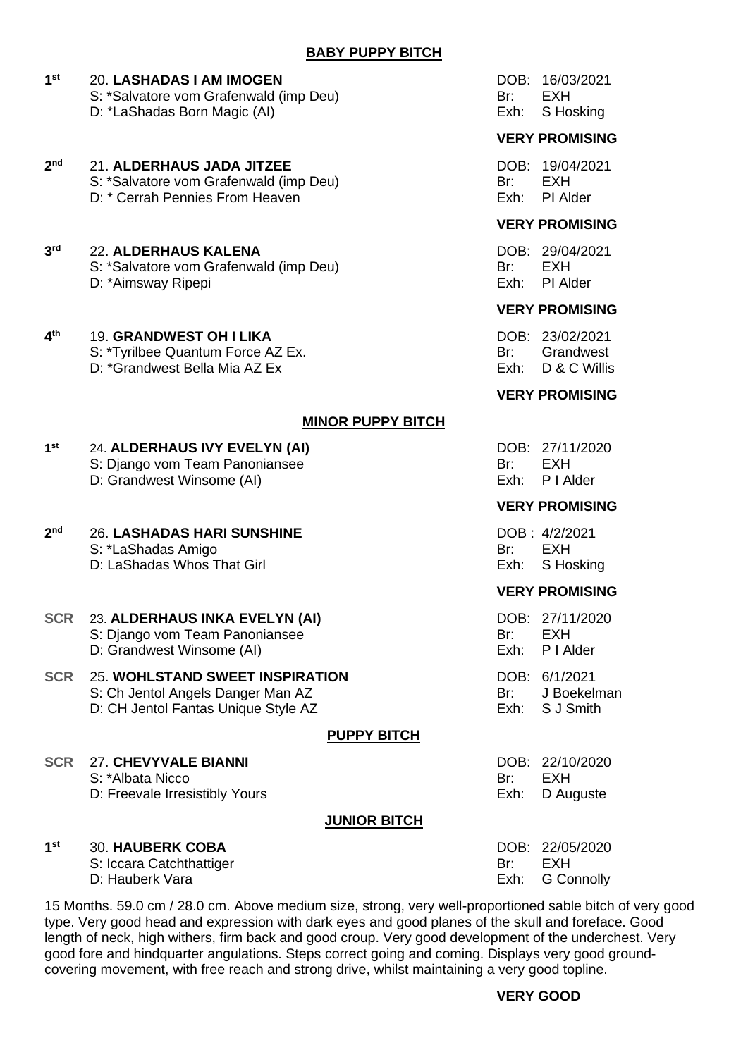## BABY PUPPY BITCH

**1st** 20. **LASHADAS I AM IMOGEN**
S: *Salvatore vom Grafenwald (imp Deu)
D: *LaShadas Born Magic (AI)

DOB: 16/03/2021
Br: EXH
Exh: S Hosking

**VERY PROMISING**

**2nd** 21. **ALDERHAUS JADA JITZEE**
S: *Salvatore vom Grafenwald (imp Deu)
D: * Cerrah Pennies From Heaven

DOB: 19/04/2021
Br: EXH
Exh: PI Alder

**VERY PROMISING**

**3rd** 22. **ALDERHAUS KALENA**
S: *Salvatore vom Grafenwald (imp Deu)
D: *Aimsway Ripepi

DOB: 29/04/2021
Br: EXH
Exh: PI Alder

**VERY PROMISING**

**4th** 19. **GRANDWEST OH I LIKA**
S: *Tyrilbee Quantum Force AZ Ex.
D: *Grandwest Bella Mia AZ Ex

DOB: 23/02/2021
Br: Grandwest
Exh: D & C Willis

**VERY PROMISING**

## MINOR PUPPY BITCH

**1st** 24. **ALDERHAUS IVY EVELYN (AI)**
S: Django vom Team Panoniansee
D: Grandwest Winsome (AI)

DOB: 27/11/2020
Br: EXH
Exh: P I Alder

**VERY PROMISING**

**2nd** 26. **LASHADAS HARI SUNSHINE**
S: *LaShadas Amigo
D: LaShadas Whos That Girl

DOB : 4/2/2021
Br: EXH
Exh: S Hosking

**VERY PROMISING**

**SCR** 23. **ALDERHAUS INKA EVELYN (AI)**
S: Django vom Team Panoniansee
D: Grandwest Winsome (AI)

DOB: 27/11/2020
Br: EXH
Exh: P I Alder

**SCR** 25. **WOHLSTAND SWEET INSPIRATION**
S: Ch Jentol Angels Danger Man AZ
D: CH Jentol Fantas Unique Style AZ

DOB: 6/1/2021
Br: J Boekelman
Exh: S J Smith

## PUPPY BITCH

**SCR** 27. **CHEVYVALE BIANNI**
S: *Albata Nicco
D: Freevale Irresistibly Yours

DOB: 22/10/2020
Br: EXH
Exh: D Auguste

## JUNIOR BITCH

**1st** 30. **HAUBERK COBA**
S: Iccara Catchthattiger
D: Hauberk Vara

DOB: 22/05/2020
Br: EXH
Exh: G Connolly

15 Months. 59.0 cm / 28.0 cm. Above medium size, strong, very well-proportioned sable bitch of very good type. Very good head and expression with dark eyes and good planes of the skull and foreface. Good length of neck, high withers, firm back and good croup. Very good development of the underchest. Very good fore and hindquarter angulations. Steps correct going and coming. Displays very good ground-covering movement, with free reach and strong drive, whilst maintaining a very good topline.

**VERY GOOD**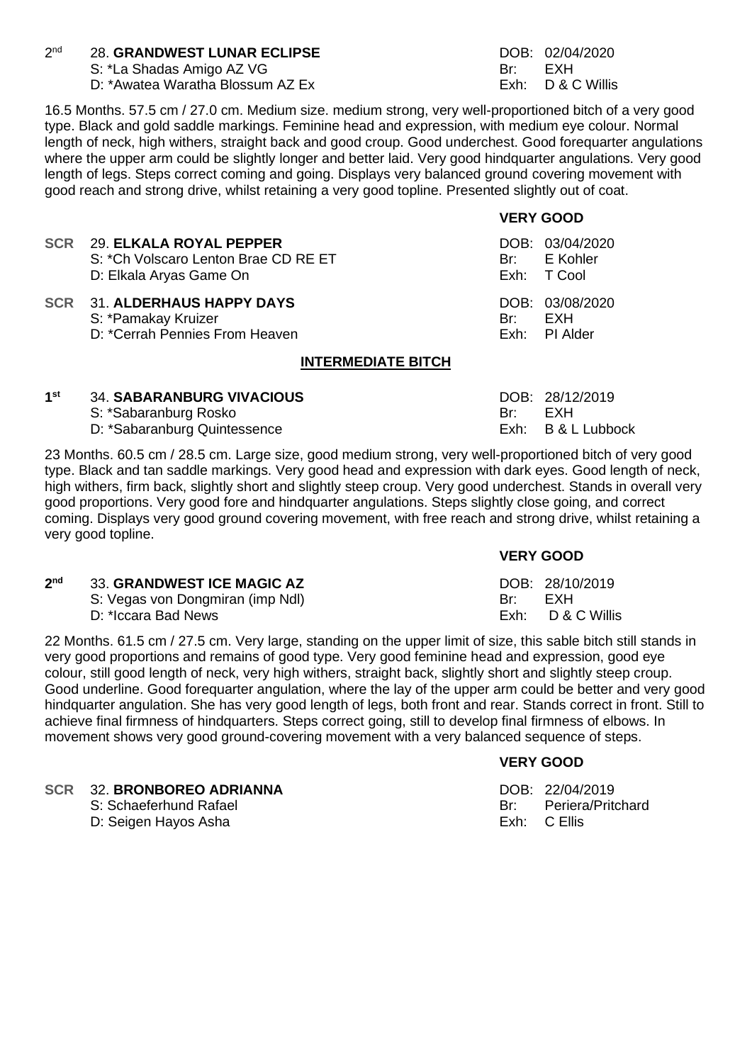2nd 28. **GRANDWEST LUNAR ECLIPSE** DOB: 02/04/2020
S: *La Shadas Amigo AZ VG Br: EXH
D: *Awatea Waratha Blossum AZ Ex Exh: D & C Willis

16.5 Months. 57.5 cm / 27.0 cm. Medium size. medium strong, very well-proportioned bitch of a very good type. Black and gold saddle markings. Feminine head and expression, with medium eye colour. Normal length of neck, high withers, straight back and good croup. Good underchest. Good forequarter angulations where the upper arm could be slightly longer and better laid. Very good hindquarter angulations. Very good length of legs. Steps correct coming and going. Displays very balanced ground covering movement with good reach and strong drive, whilst retaining a very good topline. Presented slightly out of coat.

**VERY GOOD**

**SCR** 29. **ELKALA ROYAL PEPPER** DOB: 03/04/2020
S: *Ch Volscaro Lenton Brae CD RE ET Br: E Kohler
D: Elkala Aryas Game On Exh: T Cool

**SCR** 31. **ALDERHAUS HAPPY DAYS** DOB: 03/08/2020
S: *Pamakay Kruizer Br: EXH
D: *Cerrah Pennies From Heaven Exh: PI Alder

## INTERMEDIATE BITCH

**1st** 34. **SABARANBURG VIVACIOUS** DOB: 28/12/2019
S: *Sabaranburg Rosko Br: EXH
D: *Sabaranburg Quintessence Exh: B & L Lubbock

23 Months. 60.5 cm / 28.5 cm. Large size, good medium strong, very well-proportioned bitch of very good type. Black and tan saddle markings. Very good head and expression with dark eyes. Good length of neck, high withers, firm back, slightly short and slightly steep croup. Very good underchest. Stands in overall very good proportions. Very good fore and hindquarter angulations. Steps slightly close going, and correct coming. Displays very good ground covering movement, with free reach and strong drive, whilst retaining a very good topline.

**VERY GOOD**

**2nd** 33. **GRANDWEST ICE MAGIC AZ** DOB: 28/10/2019
S: Vegas von Dongmiran (imp Ndl) Br: EXH
D: *Iccara Bad News Exh: D & C Willis

22 Months. 61.5 cm / 27.5 cm. Very large, standing on the upper limit of size, this sable bitch still stands in very good proportions and remains of good type. Very good feminine head and expression, good eye colour, still good length of neck, very high withers, straight back, slightly short and slightly steep croup. Good underline. Good forequarter angulation, where the lay of the upper arm could be better and very good hindquarter angulation. She has very good length of legs, both front and rear. Stands correct in front. Still to achieve final firmness of hindquarters. Steps correct going, still to develop final firmness of elbows. In movement shows very good ground-covering movement with a very balanced sequence of steps.

**VERY GOOD**

**SCR** 32. **BRONBOREO ADRIANNA** DOB: 22/04/2019
S: Schaeferhund Rafael Br: Periera/Pritchard
D: Seigen Hayos Asha Exh: C Ellis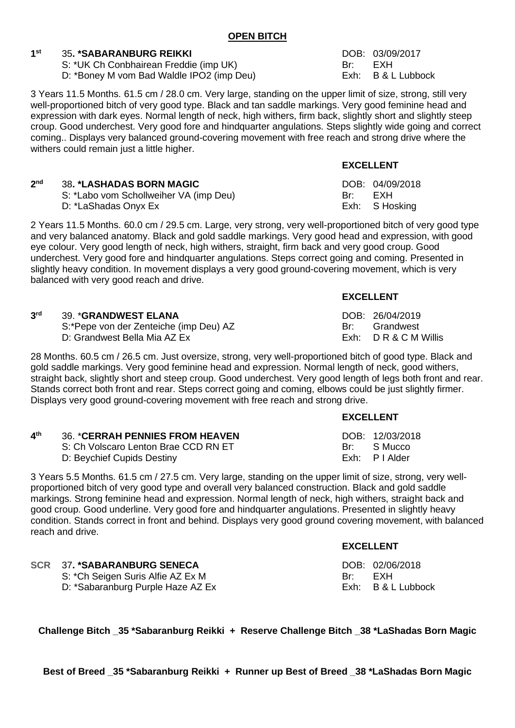## OPEN BITCH

**1st** 35. ***SABARANBURG REIKKI**
S: *UK Ch Conbhairean Freddie (imp UK)
D: *Boney M vom Bad Waldle IPO2 (imp Deu)

DOB: 03/09/2017
Br: EXH
Exh: B & L Lubbock

3 Years 11.5 Months. 61.5 cm / 28.0 cm. Very large, standing on the upper limit of size, strong, still very well-proportioned bitch of very good type. Black and tan saddle markings. Very good feminine head and expression with dark eyes. Normal length of neck, high withers, firm back, slightly short and slightly steep croup. Good underchest. Very good fore and hindquarter angulations. Steps slightly wide going and correct coming.. Displays very balanced ground-covering movement with free reach and strong drive where the withers could remain just a little higher.

**EXCELLENT**

**2nd** 38. ***LASHADAS BORN MAGIC**
S: *Labo vom Schollweiher VA (imp Deu)
D: *LaShadas Onyx Ex

DOB: 04/09/2018
Br: EXH
Exh: S Hosking

2 Years 11.5 Months. 60.0 cm / 29.5 cm. Large, very strong, very well-proportioned bitch of very good type and very balanced anatomy. Black and gold saddle markings. Very good head and expression, with good eye colour. Very good length of neck, high withers, straight, firm back and very good croup. Good underchest. Very good fore and hindquarter angulations. Steps correct going and coming. Presented in slightly heavy condition. In movement displays a very good ground-covering movement, which is very balanced with very good reach and drive.

**EXCELLENT**

**3rd** 39. ***GRANDWEST ELANA**
S:*Pepe von der Zenteiche (imp Deu) AZ
D: Grandwest Bella Mia AZ Ex

DOB: 26/04/2019
Br: Grandwest
Exh: D R & C M Willis

28 Months. 60.5 cm / 26.5 cm. Just oversize, strong, very well-proportioned bitch of good type. Black and gold saddle markings. Very good feminine head and expression. Normal length of neck, good withers, straight back, slightly short and steep croup. Good underchest. Very good length of legs both front and rear. Stands correct both front and rear. Steps correct going and coming, elbows could be just slightly firmer. Displays very good ground-covering movement with free reach and strong drive.

**EXCELLENT**

**4th** 36. ***CERRAH PENNIES FROM HEAVEN**
S: Ch Volscaro Lenton Brae CCD RN ET
D: Beychief Cupids Destiny

DOB: 12/03/2018
Br: S Mucco
Exh: P I Alder

3 Years 5.5 Months. 61.5 cm / 27.5 cm. Very large, standing on the upper limit of size, strong, very well-proportioned bitch of very good type and overall very balanced construction. Black and gold saddle markings. Strong feminine head and expression. Normal length of neck, high withers, straight back and good croup. Good underline. Very good fore and hindquarter angulations. Presented in slightly heavy condition. Stands correct in front and behind. Displays very good ground covering movement, with balanced reach and drive.

**EXCELLENT**

**SCR** 37. ***SABARANBURG SENECA**
S: *Ch Seigen Suris Alfie AZ Ex M
D: *Sabaranburg Purple Haze AZ Ex

DOB: 02/06/2018
Br: EXH
Exh: B & L Lubbock

**Challenge Bitch _35 *Sabaranburg Reikki + Reserve Challenge Bitch _38 *LaShadas Born Magic**

**Best of Breed _35 *Sabaranburg Reikki + Runner up Best of Breed _38 *LaShadas Born Magic**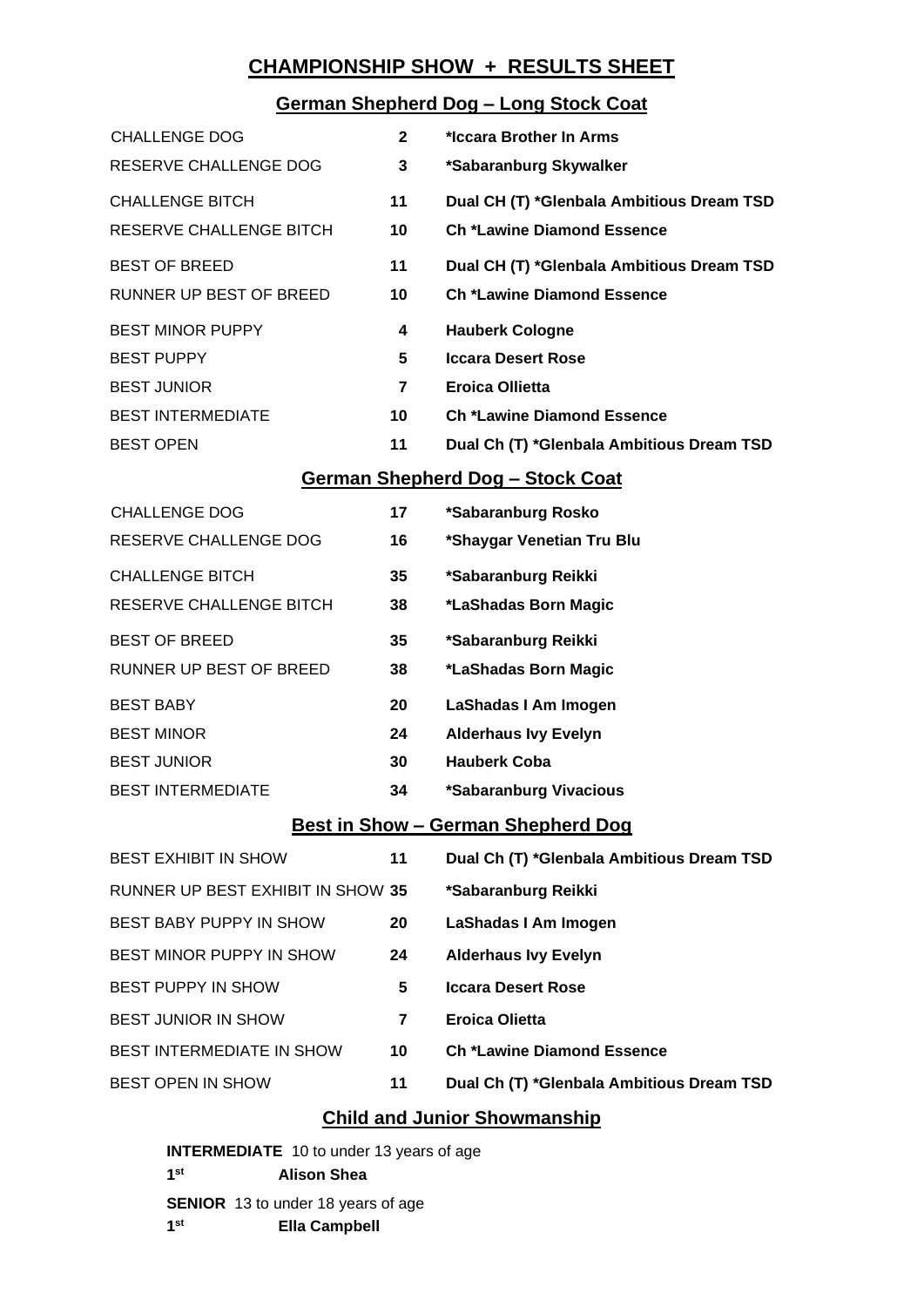# CHAMPIONSHIP SHOW + RESULTS SHEET

## German Shepherd Dog – Long Stock Coat

| | | |
|---|---|---|
| CHALLENGE DOG | 2 | **\*Iccara Brother In Arms** |
| RESERVE CHALLENGE DOG | 3 | **\*Sabaranburg Skywalker** |
| CHALLENGE BITCH | 11 | **Dual CH (T) \*Glenbala Ambitious Dream TSD** |
| RESERVE CHALLENGE BITCH | 10 | **Ch \*Lawine Diamond Essence** |
| BEST OF BREED | 11 | **Dual CH (T) \*Glenbala Ambitious Dream TSD** |
| RUNNER UP BEST OF BREED | 10 | **Ch \*Lawine Diamond Essence** |
| BEST MINOR PUPPY | 4 | **Hauberk Cologne** |
| BEST PUPPY | 5 | **Iccara Desert Rose** |
| BEST JUNIOR | 7 | **Eroica Ollietta** |
| BEST INTERMEDIATE | 10 | **Ch \*Lawine Diamond Essence** |
| BEST OPEN | 11 | **Dual Ch (T) \*Glenbala Ambitious Dream TSD** |

## German Shepherd Dog – Stock Coat

| | | |
|---|---|---|
| CHALLENGE DOG | 17 | **\*Sabaranburg Rosko** |
| RESERVE CHALLENGE DOG | 16 | **\*Shaygar Venetian Tru Blu** |
| CHALLENGE BITCH | 35 | **\*Sabaranburg Reikki** |
| RESERVE CHALLENGE BITCH | 38 | **\*LaShadas Born Magic** |
| BEST OF BREED | 35 | **\*Sabaranburg Reikki** |
| RUNNER UP BEST OF BREED | 38 | **\*LaShadas Born Magic** |
| BEST BABY | 20 | **LaShadas I Am Imogen** |
| BEST MINOR | 24 | **Alderhaus Ivy Evelyn** |
| BEST JUNIOR | 30 | **Hauberk Coba** |
| BEST INTERMEDIATE | 34 | **\*Sabaranburg Vivacious** |

## Best in Show – German Shepherd Dog

| | | |
|---|---|---|
| BEST EXHIBIT IN SHOW | 11 | **Dual Ch (T) \*Glenbala Ambitious Dream TSD** |
| RUNNER UP BEST EXHIBIT IN SHOW | 35 | **\*Sabaranburg Reikki** |
| BEST BABY PUPPY IN SHOW | 20 | **LaShadas I Am Imogen** |
| BEST MINOR PUPPY IN SHOW | 24 | **Alderhaus Ivy Evelyn** |
| BEST PUPPY IN SHOW | 5 | **Iccara Desert Rose** |
| BEST JUNIOR IN SHOW | 7 | **Eroica Olietta** |
| BEST INTERMEDIATE IN SHOW | 10 | **Ch \*Lawine Diamond Essence** |
| BEST OPEN IN SHOW | 11 | **Dual Ch (T) \*Glenbala Ambitious Dream TSD** |

## Child and Junior Showmanship

**INTERMEDIATE** 10 to under 13 years of age

1st **Alison Shea**

**SENIOR** 13 to under 18 years of age

1st **Ella Campbell**